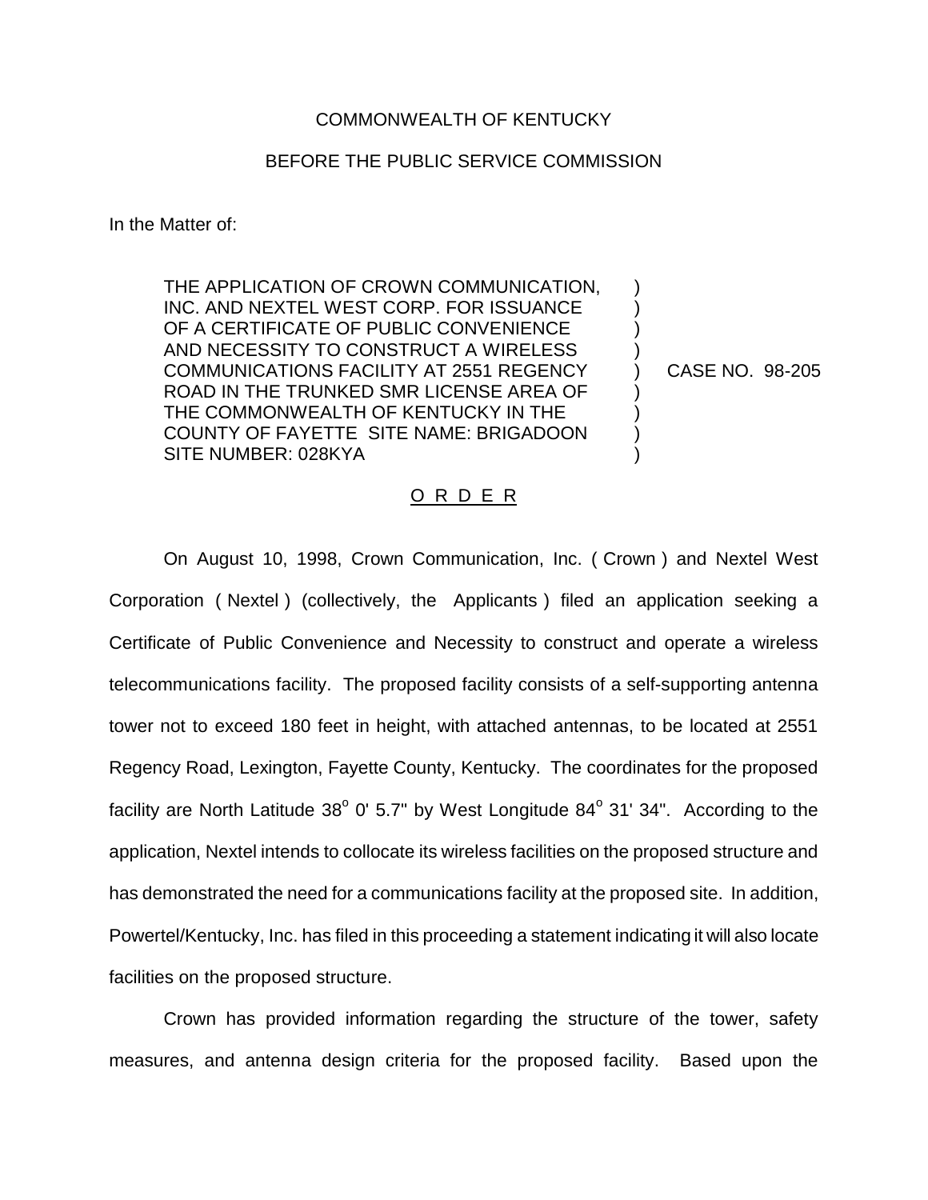COMMONWEALTH OF KENTUCKY

BEFORE THE PUBLIC SERVICE COMMISSION

In the Matter of:

| | | |
|---|---|---|
| THE APPLICATION OF CROWN COMMUNICATION, INC. AND NEXTEL WEST CORP. FOR ISSUANCE OF A CERTIFICATE OF PUBLIC CONVENIENCE AND NECESSITY TO CONSTRUCT A WIRELESS COMMUNICATIONS FACILITY AT 2551 REGENCY ROAD IN THE TRUNKED SMR LICENSE AREA OF THE COMMONWEALTH OF KENTUCKY IN THE COUNTY OF FAYETTE SITE NAME: BRIGADOON SITE NUMBER: 028KYA | ) | CASE NO. 98-205 |

O R D E R

On August 10, 1998, Crown Communication, Inc. ( Crown ) and Nextel West Corporation ( Nextel ) (collectively, the Applicants ) filed an application seeking a Certificate of Public Convenience and Necessity to construct and operate a wireless telecommunications facility. The proposed facility consists of a self-supporting antenna tower not to exceed 180 feet in height, with attached antennas, to be located at 2551 Regency Road, Lexington, Fayette County, Kentucky. The coordinates for the proposed facility are North Latitude 38° 0' 5.7" by West Longitude 84° 31' 34". According to the application, Nextel intends to collocate its wireless facilities on the proposed structure and has demonstrated the need for a communications facility at the proposed site. In addition, Powertel/Kentucky, Inc. has filed in this proceeding a statement indicating it will also locate facilities on the proposed structure.

Crown has provided information regarding the structure of the tower, safety measures, and antenna design criteria for the proposed facility. Based upon the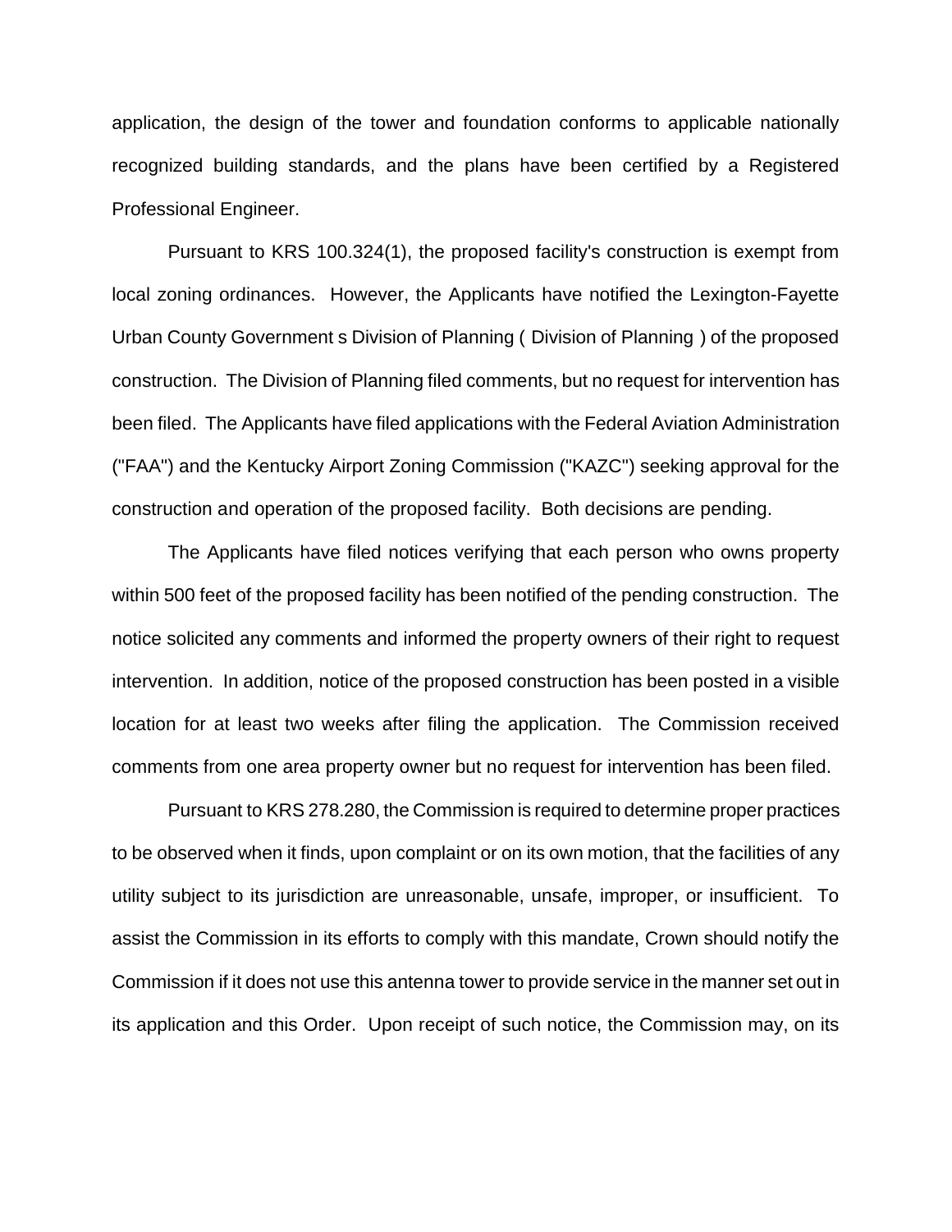application, the design of the tower and foundation conforms to applicable nationally recognized building standards, and the plans have been certified by a Registered Professional Engineer.

Pursuant to KRS 100.324(1), the proposed facility's construction is exempt from local zoning ordinances. However, the Applicants have notified the Lexington-Fayette Urban County Government s Division of Planning ( Division of Planning ) of the proposed construction. The Division of Planning filed comments, but no request for intervention has been filed. The Applicants have filed applications with the Federal Aviation Administration ("FAA") and the Kentucky Airport Zoning Commission ("KAZC") seeking approval for the construction and operation of the proposed facility. Both decisions are pending.

The Applicants have filed notices verifying that each person who owns property within 500 feet of the proposed facility has been notified of the pending construction. The notice solicited any comments and informed the property owners of their right to request intervention. In addition, notice of the proposed construction has been posted in a visible location for at least two weeks after filing the application. The Commission received comments from one area property owner but no request for intervention has been filed.

Pursuant to KRS 278.280, the Commission is required to determine proper practices to be observed when it finds, upon complaint or on its own motion, that the facilities of any utility subject to its jurisdiction are unreasonable, unsafe, improper, or insufficient. To assist the Commission in its efforts to comply with this mandate, Crown should notify the Commission if it does not use this antenna tower to provide service in the manner set out in its application and this Order. Upon receipt of such notice, the Commission may, on its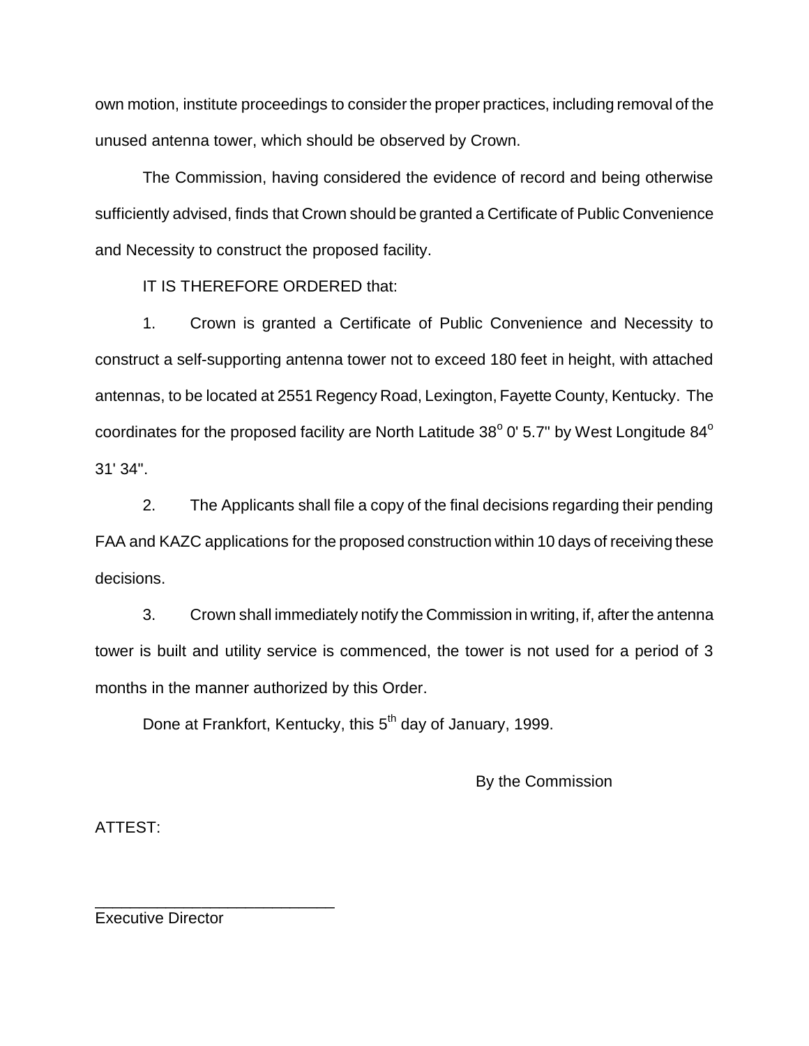own motion, institute proceedings to consider the proper practices, including removal of the unused antenna tower, which should be observed by Crown.

The Commission, having considered the evidence of record and being otherwise sufficiently advised, finds that Crown should be granted a Certificate of Public Convenience and Necessity to construct the proposed facility.

IT IS THEREFORE ORDERED that:

1. Crown is granted a Certificate of Public Convenience and Necessity to construct a self-supporting antenna tower not to exceed 180 feet in height, with attached antennas, to be located at 2551 Regency Road, Lexington, Fayette County, Kentucky. The coordinates for the proposed facility are North Latitude 38° 0' 5.7" by West Longitude 84° 31' 34".

2. The Applicants shall file a copy of the final decisions regarding their pending FAA and KAZC applications for the proposed construction within 10 days of receiving these decisions.

3. Crown shall immediately notify the Commission in writing, if, after the antenna tower is built and utility service is commenced, the tower is not used for a period of 3 months in the manner authorized by this Order.

Done at Frankfort, Kentucky, this 5th day of January, 1999.

By the Commission

ATTEST:

\_\_\_\_\_\_\_\_\_\_\_\_\_\_\_\_\_\_\_\_\_\_\_\_\_\_\_\_

Executive Director